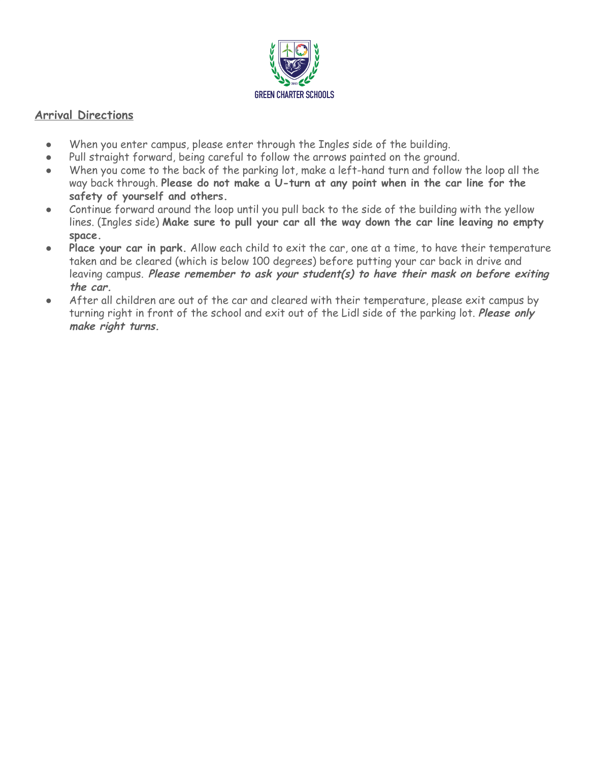GREEN CHARTER SCHOOLS

## Arrival Directions

- When you enter campus, please enter through the Ingles side of the building.
- Pull straight forward, being careful to follow the arrows painted on the ground.
- When you come to the back of the parking lot, make a left-hand turn and follow the loop all the way back through. **Please do not make a U-turn at any point when in the car line for the safety of yourself and others.**
- Continue forward around the loop until you pull back to the side of the building with the yellow lines. (Ingles side) **Make sure to pull your car all the way down the car line leaving no empty space.**
- **Place your car in park.** Allow each child to exit the car, one at a time, to have their temperature taken and be cleared (which is below 100 degrees) before putting your car back in drive and leaving campus. ***Please remember to ask your student(s) to have their mask on before exiting the car.***
- After all children are out of the car and cleared with their temperature, please exit campus by turning right in front of the school and exit out of the Lidl side of the parking lot. ***Please only make right turns.***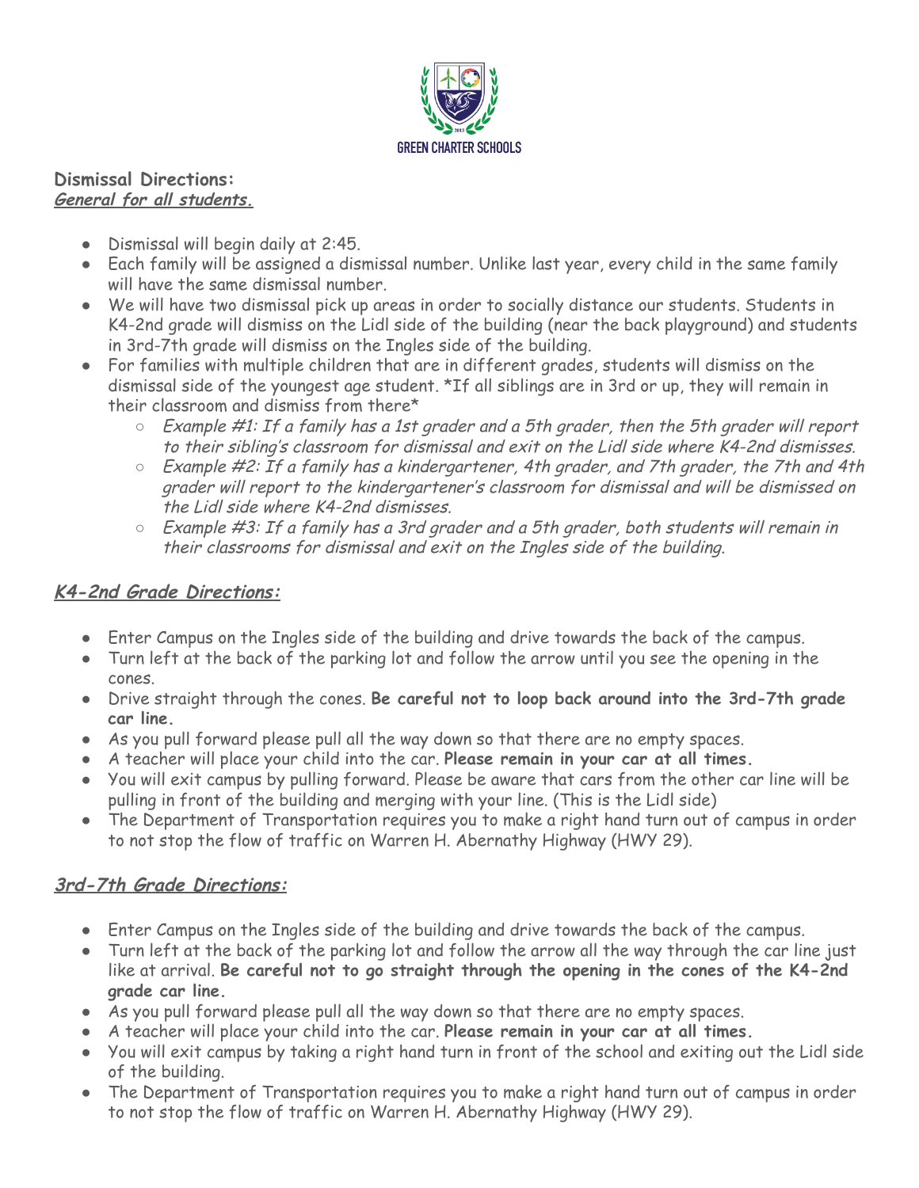GREEN CHARTER SCHOOLS

**Dismissal Directions:**
***General for all students.***

- Dismissal will begin daily at 2:45.
- Each family will be assigned a dismissal number. Unlike last year, every child in the same family will have the same dismissal number.
- We will have two dismissal pick up areas in order to socially distance our students. Students in K4-2nd grade will dismiss on the Lidl side of the building (near the back playground) and students in 3rd-7th grade will dismiss on the Ingles side of the building.
- For families with multiple children that are in different grades, students will dismiss on the dismissal side of the youngest age student. *If all siblings are in 3rd or up, they will remain in their classroom and dismiss from there*
  - *Example #1: If a family has a 1st grader and a 5th grader, then the 5th grader will report to their sibling's classroom for dismissal and exit on the Lidl side where K4-2nd dismisses.*
  - *Example #2: If a family has a kindergartener, 4th grader, and 7th grader, the 7th and 4th grader will report to the kindergartener's classroom for dismissal and will be dismissed on the Lidl side where K4-2nd dismisses.*
  - *Example #3: If a family has a 3rd grader and a 5th grader, both students will remain in their classrooms for dismissal and exit on the Ingles side of the building.*

## ***K4-2nd Grade Directions:***

- Enter Campus on the Ingles side of the building and drive towards the back of the campus.
- Turn left at the back of the parking lot and follow the arrow until you see the opening in the cones.
- Drive straight through the cones. **Be careful not to loop back around into the 3rd-7th grade car line.**
- As you pull forward please pull all the way down so that there are no empty spaces.
- A teacher will place your child into the car. **Please remain in your car at all times.**
- You will exit campus by pulling forward. Please be aware that cars from the other car line will be pulling in front of the building and merging with your line. (This is the Lidl side)
- The Department of Transportation requires you to make a right hand turn out of campus in order to not stop the flow of traffic on Warren H. Abernathy Highway (HWY 29).

## ***3rd-7th Grade Directions:***

- Enter Campus on the Ingles side of the building and drive towards the back of the campus.
- Turn left at the back of the parking lot and follow the arrow all the way through the car line just like at arrival. **Be careful not to go straight through the opening in the cones of the K4-2nd grade car line.**
- As you pull forward please pull all the way down so that there are no empty spaces.
- A teacher will place your child into the car. **Please remain in your car at all times.**
- You will exit campus by taking a right hand turn in front of the school and exiting out the Lidl side of the building.
- The Department of Transportation requires you to make a right hand turn out of campus in order to not stop the flow of traffic on Warren H. Abernathy Highway (HWY 29).